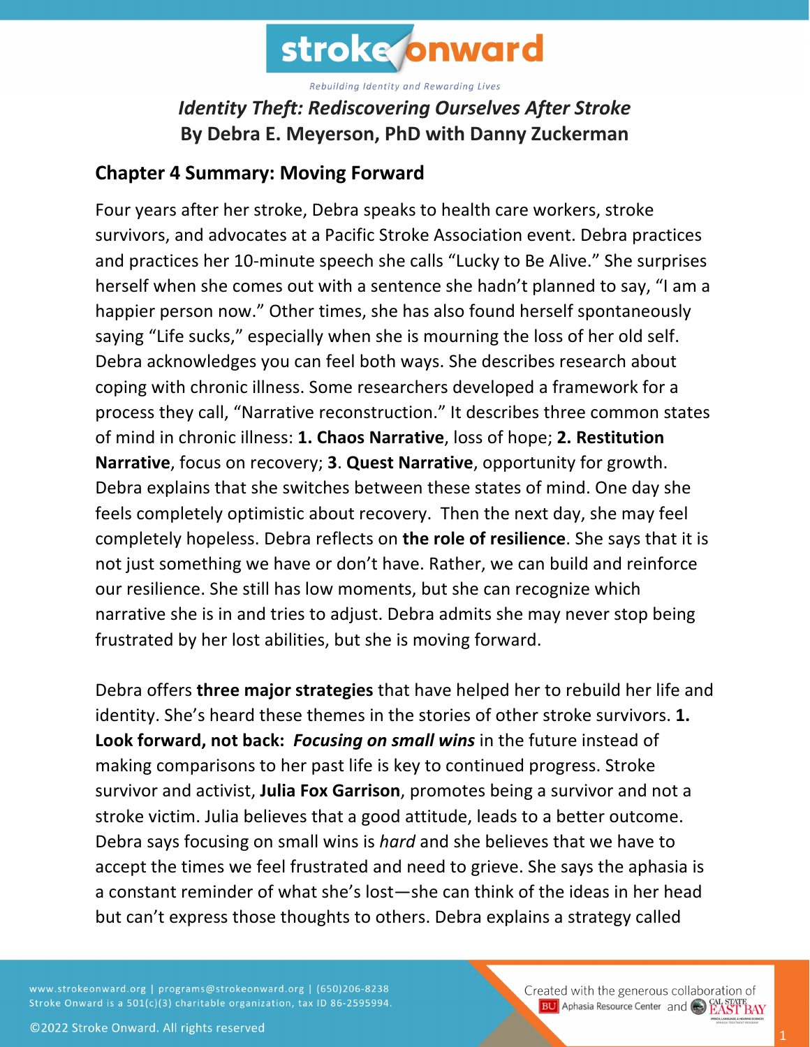# Identity Theft: Rediscovering Ourselves After Stroke

**By Debra E. Meyerson, PhD with Danny Zuckerman**

## Chapter 4 Summary: Moving Forward

Four years after her stroke, Debra speaks to health care workers, stroke survivors, and advocates at a Pacific Stroke Association event. Debra practices and practices her 10-minute speech she calls "Lucky to Be Alive." She surprises herself when she comes out with a sentence she hadn't planned to say, "I am a happier person now." Other times, she has also found herself spontaneously saying "Life sucks," especially when she is mourning the loss of her old self. Debra acknowledges you can feel both ways. She describes research about coping with chronic illness. Some researchers developed a framework for a process they call, "Narrative reconstruction." It describes three common states of mind in chronic illness: **1. Chaos Narrative**, loss of hope; **2. Restitution Narrative**, focus on recovery; **3**. **Quest Narrative**, opportunity for growth. Debra explains that she switches between these states of mind. One day she feels completely optimistic about recovery. Then the next day, she may feel completely hopeless. Debra reflects on **the role of resilience**. She says that it is not just something we have or don't have. Rather, we can build and reinforce our resilience. She still has low moments, but she can recognize which narrative she is in and tries to adjust. Debra admits she may never stop being frustrated by her lost abilities, but she is moving forward.

Debra offers **three major strategies** that have helped her to rebuild her life and identity. She's heard these themes in the stories of other stroke survivors. **1. Look forward, not back:** ***Focusing on small wins*** in the future instead of making comparisons to her past life is key to continued progress. Stroke survivor and activist, **Julia Fox Garrison**, promotes being a survivor and not a stroke victim. Julia believes that a good attitude, leads to a better outcome. Debra says focusing on small wins is *hard* and she believes that we have to accept the times we feel frustrated and need to grieve. She says the aphasia is a constant reminder of what she's lost—she can think of the ideas in her head but can't express those thoughts to others. Debra explains a strategy called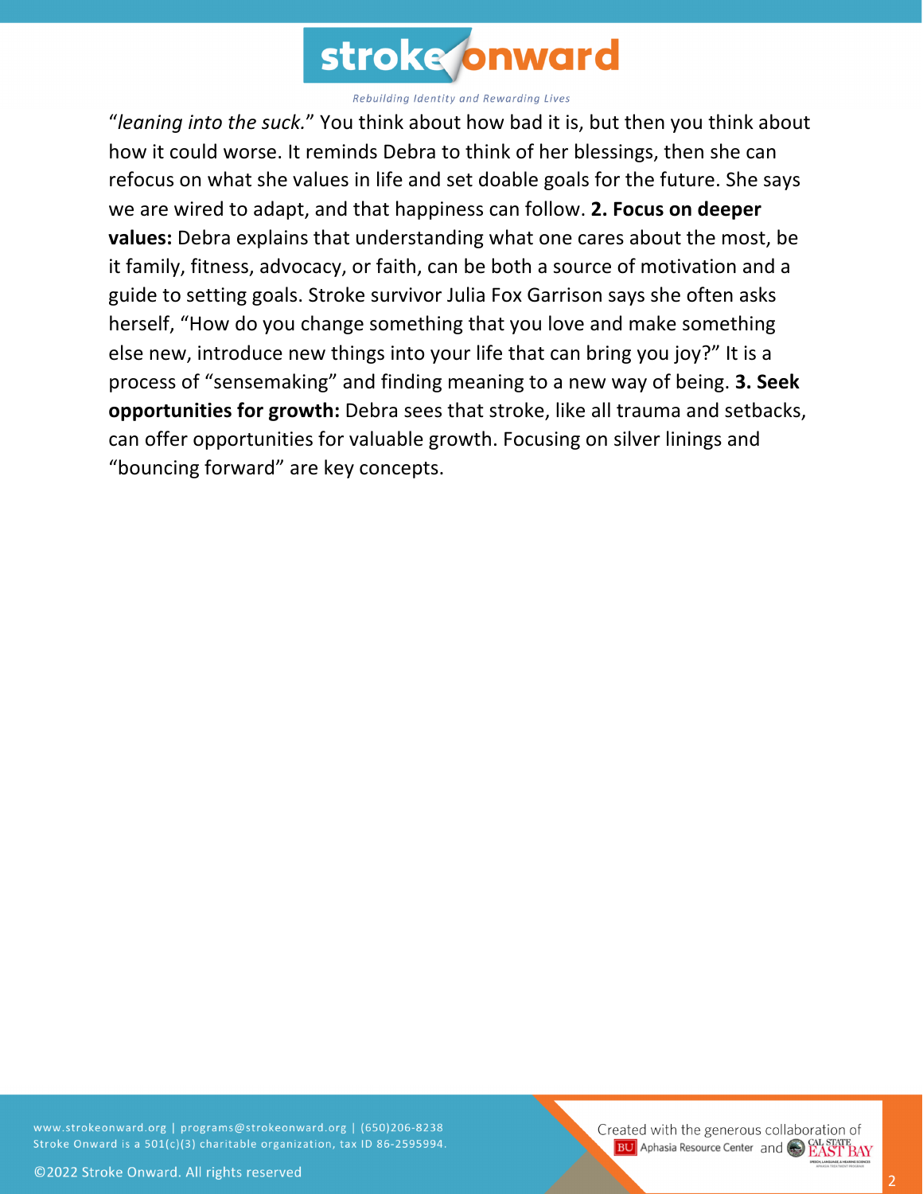"*leaning into the suck.*" You think about how bad it is, but then you think about how it could worse. It reminds Debra to think of her blessings, then she can refocus on what she values in life and set doable goals for the future. She says we are wired to adapt, and that happiness can follow. **2. Focus on deeper values:** Debra explains that understanding what one cares about the most, be it family, fitness, advocacy, or faith, can be both a source of motivation and a guide to setting goals. Stroke survivor Julia Fox Garrison says she often asks herself, "How do you change something that you love and make something else new, introduce new things into your life that can bring you joy?" It is a process of "sensemaking" and finding meaning to a new way of being. **3. Seek opportunities for growth:** Debra sees that stroke, like all trauma and setbacks, can offer opportunities for valuable growth. Focusing on silver linings and "bouncing forward" are key concepts.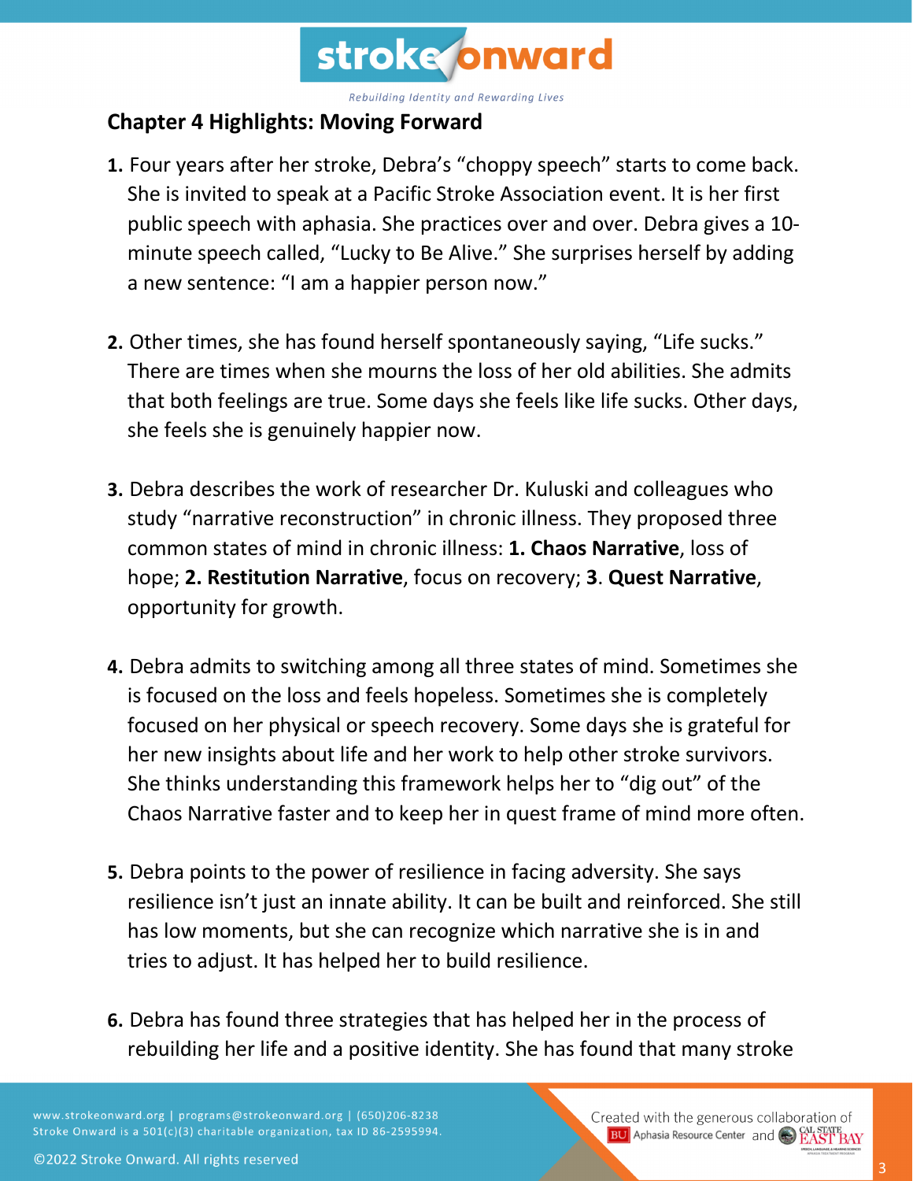## Chapter 4 Highlights: Moving Forward

**1.** Four years after her stroke, Debra's "choppy speech" starts to come back. She is invited to speak at a Pacific Stroke Association event. It is her first public speech with aphasia. She practices over and over. Debra gives a 10-minute speech called, "Lucky to Be Alive." She surprises herself by adding a new sentence: "I am a happier person now."

**2.** Other times, she has found herself spontaneously saying, "Life sucks." There are times when she mourns the loss of her old abilities. She admits that both feelings are true. Some days she feels like life sucks. Other days, she feels she is genuinely happier now.

**3.** Debra describes the work of researcher Dr. Kuluski and colleagues who study "narrative reconstruction" in chronic illness. They proposed three common states of mind in chronic illness: **1. Chaos Narrative**, loss of hope; **2. Restitution Narrative**, focus on recovery; **3**. **Quest Narrative**, opportunity for growth.

**4.** Debra admits to switching among all three states of mind. Sometimes she is focused on the loss and feels hopeless. Sometimes she is completely focused on her physical or speech recovery. Some days she is grateful for her new insights about life and her work to help other stroke survivors. She thinks understanding this framework helps her to "dig out" of the Chaos Narrative faster and to keep her in quest frame of mind more often.

**5.** Debra points to the power of resilience in facing adversity. She says resilience isn't just an innate ability. It can be built and reinforced. She still has low moments, but she can recognize which narrative she is in and tries to adjust. It has helped her to build resilience.

**6.** Debra has found three strategies that has helped her in the process of rebuilding her life and a positive identity. She has found that many stroke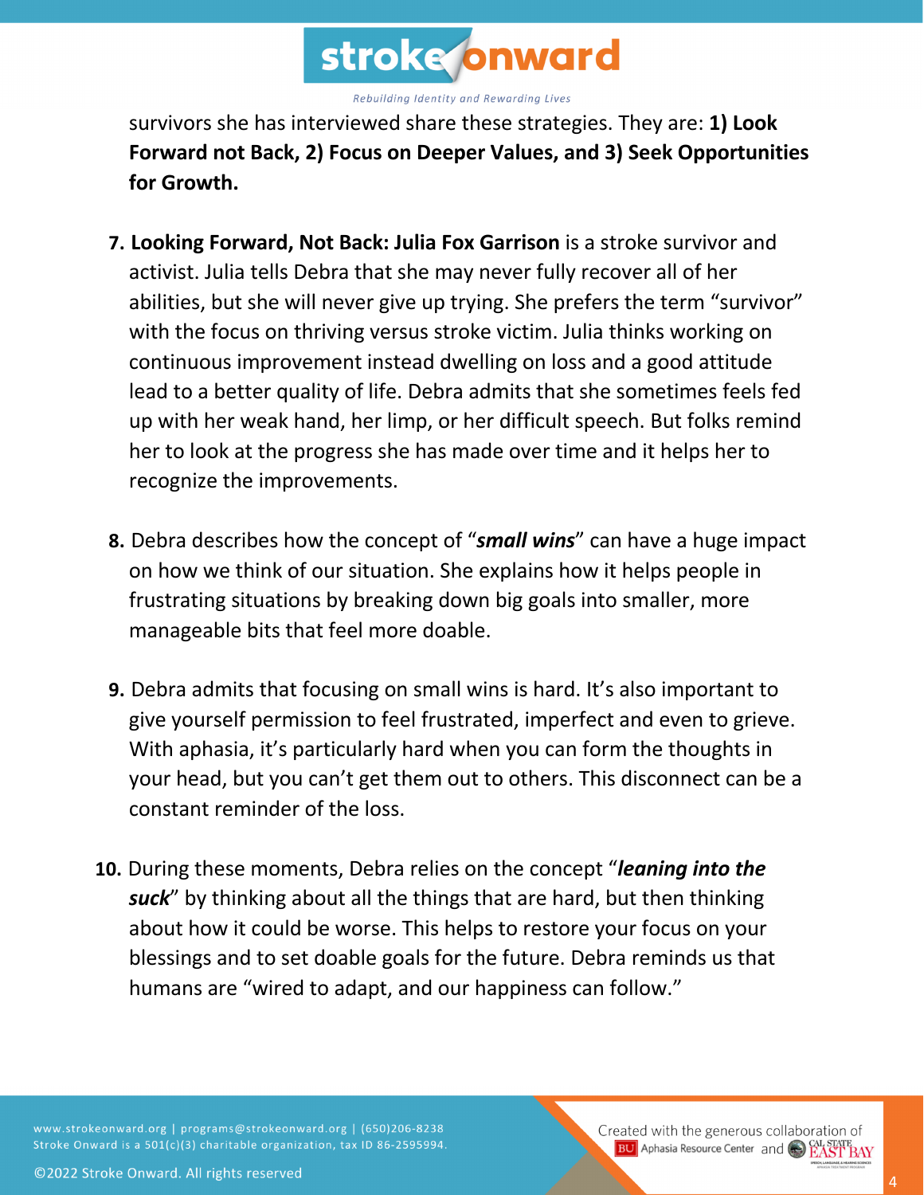survivors she has interviewed share these strategies. They are: **1) Look Forward not Back, 2) Focus on Deeper Values, and 3) Seek Opportunities for Growth.**

7. **Looking Forward, Not Back: Julia Fox Garrison** is a stroke survivor and activist. Julia tells Debra that she may never fully recover all of her abilities, but she will never give up trying. She prefers the term "survivor" with the focus on thriving versus stroke victim. Julia thinks working on continuous improvement instead dwelling on loss and a good attitude lead to a better quality of life. Debra admits that she sometimes feels fed up with her weak hand, her limp, or her difficult speech. But folks remind her to look at the progress she has made over time and it helps her to recognize the improvements.

8. Debra describes how the concept of "***small wins***" can have a huge impact on how we think of our situation. She explains how it helps people in frustrating situations by breaking down big goals into smaller, more manageable bits that feel more doable.

9. Debra admits that focusing on small wins is hard. It's also important to give yourself permission to feel frustrated, imperfect and even to grieve. With aphasia, it's particularly hard when you can form the thoughts in your head, but you can't get them out to others. This disconnect can be a constant reminder of the loss.

10. During these moments, Debra relies on the concept "***leaning into the suck***" by thinking about all the things that are hard, but then thinking about how it could be worse. This helps to restore your focus on your blessings and to set doable goals for the future. Debra reminds us that humans are "wired to adapt, and our happiness can follow."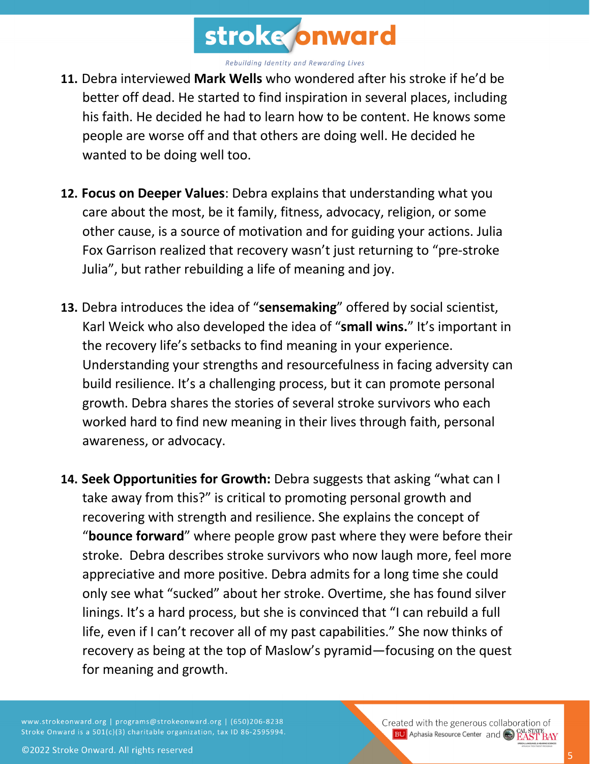11. Debra interviewed **Mark Wells** who wondered after his stroke if he'd be better off dead. He started to find inspiration in several places, including his faith. He decided he had to learn how to be content. He knows some people are worse off and that others are doing well. He decided he wanted to be doing well too.

12. **Focus on Deeper Values**: Debra explains that understanding what you care about the most, be it family, fitness, advocacy, religion, or some other cause, is a source of motivation and for guiding your actions. Julia Fox Garrison realized that recovery wasn't just returning to "pre-stroke Julia", but rather rebuilding a life of meaning and joy.

13. Debra introduces the idea of "**sensemaking**" offered by social scientist, Karl Weick who also developed the idea of "**small wins.**" It's important in the recovery life's setbacks to find meaning in your experience. Understanding your strengths and resourcefulness in facing adversity can build resilience. It's a challenging process, but it can promote personal growth. Debra shares the stories of several stroke survivors who each worked hard to find new meaning in their lives through faith, personal awareness, or advocacy.

14. **Seek Opportunities for Growth:** Debra suggests that asking "what can I take away from this?" is critical to promoting personal growth and recovering with strength and resilience. She explains the concept of "**bounce forward**" where people grow past where they were before their stroke. Debra describes stroke survivors who now laugh more, feel more appreciative and more positive. Debra admits for a long time she could only see what "sucked" about her stroke. Overtime, she has found silver linings. It's a hard process, but she is convinced that "I can rebuild a full life, even if I can't recover all of my past capabilities." She now thinks of recovery as being at the top of Maslow's pyramid—focusing on the quest for meaning and growth.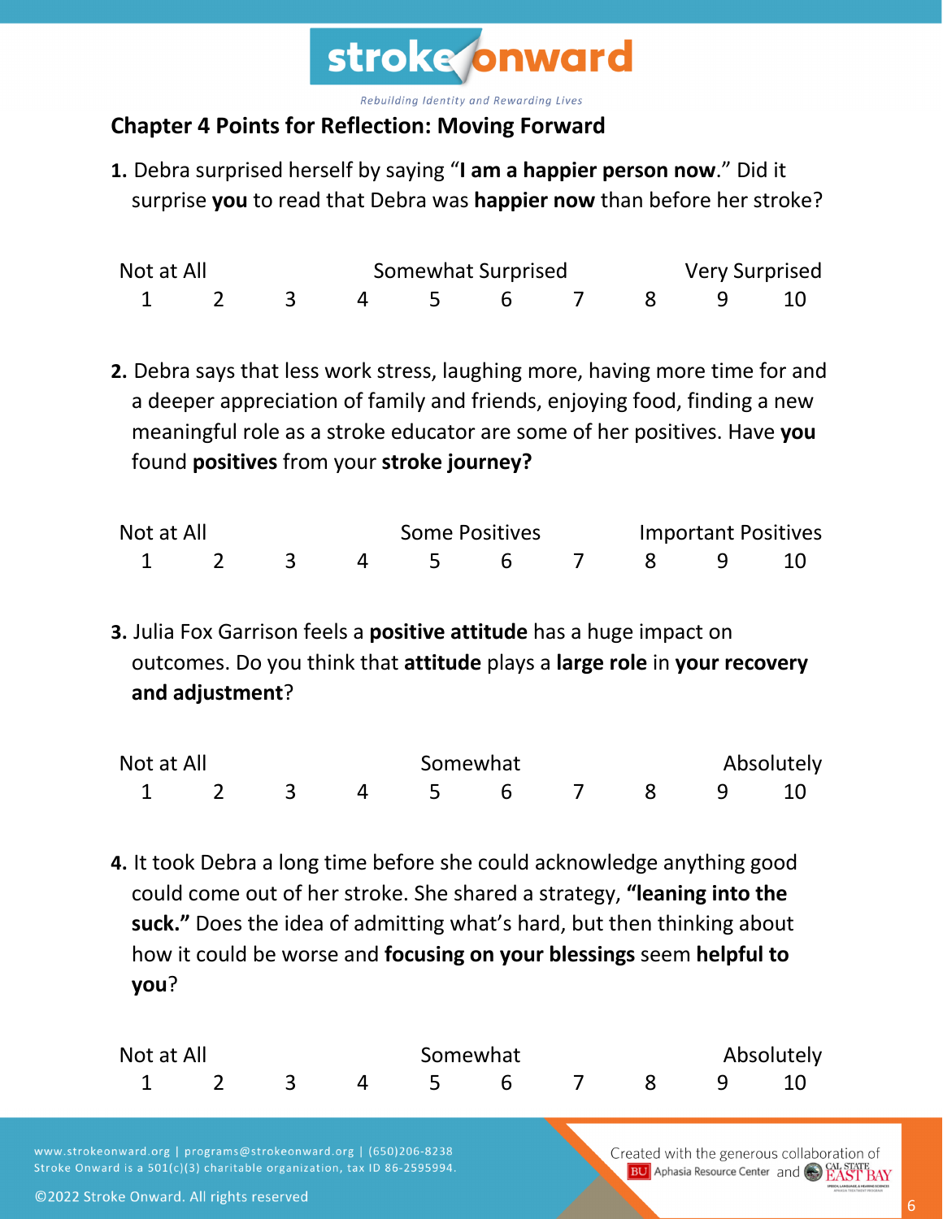## Chapter 4 Points for Reflection: Moving Forward

**1.** Debra surprised herself by saying "**I am a happier person now**." Did it surprise **you** to read that Debra was **happier now** than before her stroke?

| Not at All | | | | Somewhat Surprised | | | | Very Surprised | |
|---|---|---|---|---|---|---|---|---|---|
| 1 | 2 | 3 | 4 | 5 | 6 | 7 | 8 | 9 | 10 |

**2.** Debra says that less work stress, laughing more, having more time for and a deeper appreciation of family and friends, enjoying food, finding a new meaningful role as a stroke educator are some of her positives. Have **you** found **positives** from your **stroke journey?**

| Not at All | | | | Some Positives | | | | Important Positives | |
|---|---|---|---|---|---|---|---|---|---|
| 1 | 2 | 3 | 4 | 5 | 6 | 7 | 8 | 9 | 10 |

**3.** Julia Fox Garrison feels a **positive attitude** has a huge impact on outcomes. Do you think that **attitude** plays a **large role** in **your recovery and adjustment**?

| Not at All | | | | Somewhat | | | | Absolutely | |
|---|---|---|---|---|---|---|---|---|---|
| 1 | 2 | 3 | 4 | 5 | 6 | 7 | 8 | 9 | 10 |

**4.** It took Debra a long time before she could acknowledge anything good could come out of her stroke. She shared a strategy, **"leaning into the suck."** Does the idea of admitting what's hard, but then thinking about how it could be worse and **focusing on your blessings** seem **helpful to you**?

| Not at All | | | | Somewhat | | | | Absolutely | |
|---|---|---|---|---|---|---|---|---|---|
| 1 | 2 | 3 | 4 | 5 | 6 | 7 | 8 | 9 | 10 |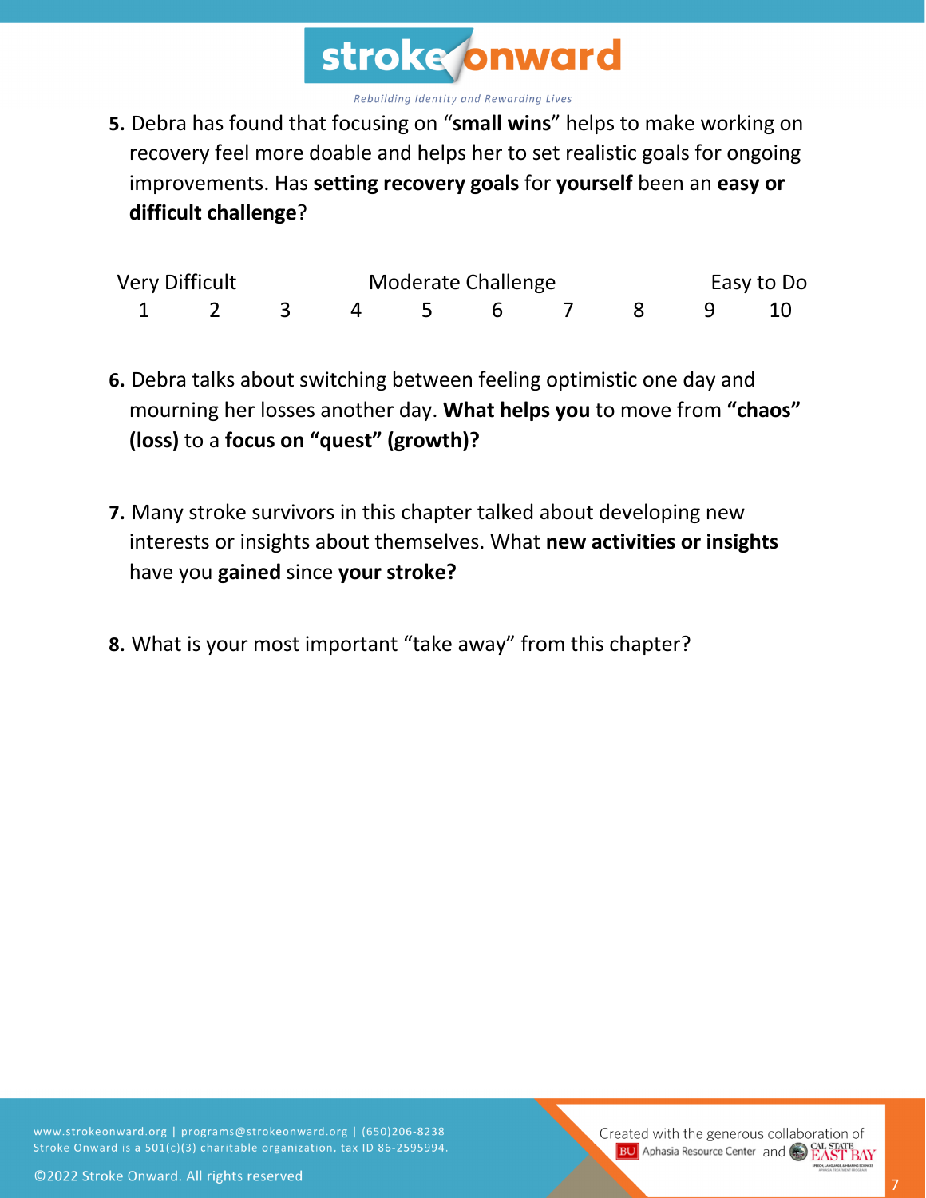5. Debra has found that focusing on "**small wins**" helps to make working on recovery feel more doable and helps her to set realistic goals for ongoing improvements. Has **setting recovery goals** for **yourself** been an **easy or difficult challenge**?

| Very Difficult | | | | Moderate Challenge | | | | | Easy to Do |
|---|---|---|---|---|---|---|---|---|---|
| 1 | 2 | 3 | 4 | 5 | 6 | 7 | 8 | 9 | 10 |

6. Debra talks about switching between feeling optimistic one day and mourning her losses another day. **What helps you** to move from **"chaos" (loss)** to a **focus on "quest" (growth)?**

7. Many stroke survivors in this chapter talked about developing new interests or insights about themselves. What **new activities or insights** have you **gained** since **your stroke?**

8. What is your most important "take away" from this chapter?